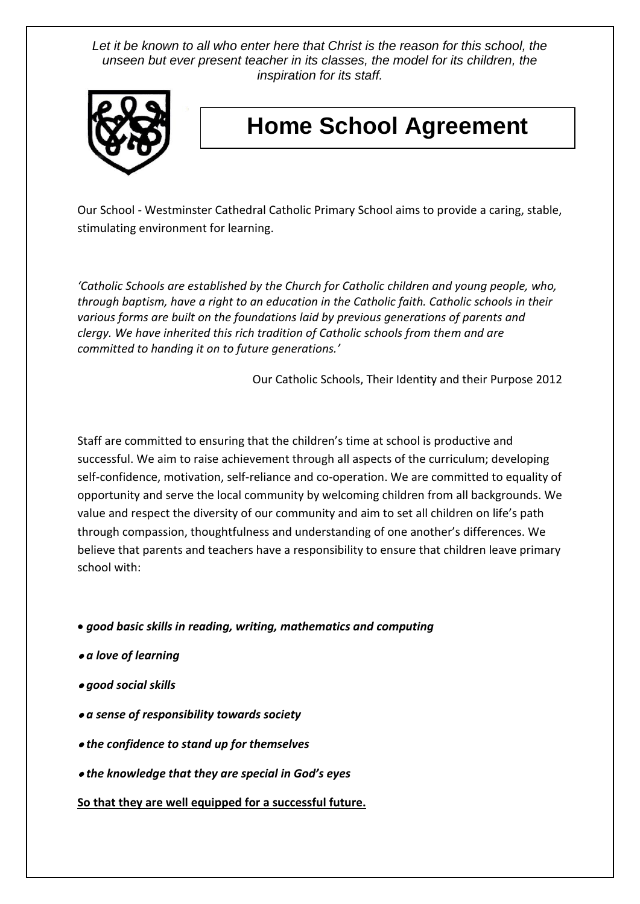*Let it be known to all who enter here that Christ is the reason for this school, the unseen but ever present teacher in its classes, the model for its children, the inspiration for its staff.*

# Home School Agreement

Our School - Westminster Cathedral Catholic Primary School aims to provide a caring, stable, stimulating environment for learning.

*'Catholic Schools are established by the Church for Catholic children and young people, who, through baptism, have a right to an education in the Catholic faith. Catholic schools in their various forms are built on the foundations laid by previous generations of parents and clergy. We have inherited this rich tradition of Catholic schools from them and are committed to handing it on to future generations.'*

Our Catholic Schools, Their Identity and their Purpose 2012

Staff are committed to ensuring that the children's time at school is productive and successful. We aim to raise achievement through all aspects of the curriculum; developing self-confidence, motivation, self-reliance and co-operation. We are committed to equality of opportunity and serve the local community by welcoming children from all backgrounds. We value and respect the diversity of our community and aim to set all children on life's path through compassion, thoughtfulness and understanding of one another's differences. We believe that parents and teachers have a responsibility to ensure that children leave primary school with:

- ***good basic skills in reading, writing, mathematics and computing***
- ***a love of learning***
- ***good social skills***
- ***a sense of responsibility towards society***
- ***the confidence to stand up for themselves***
- ***the knowledge that they are special in God's eyes***

<u>**So that they are well equipped for a successful future.**</u>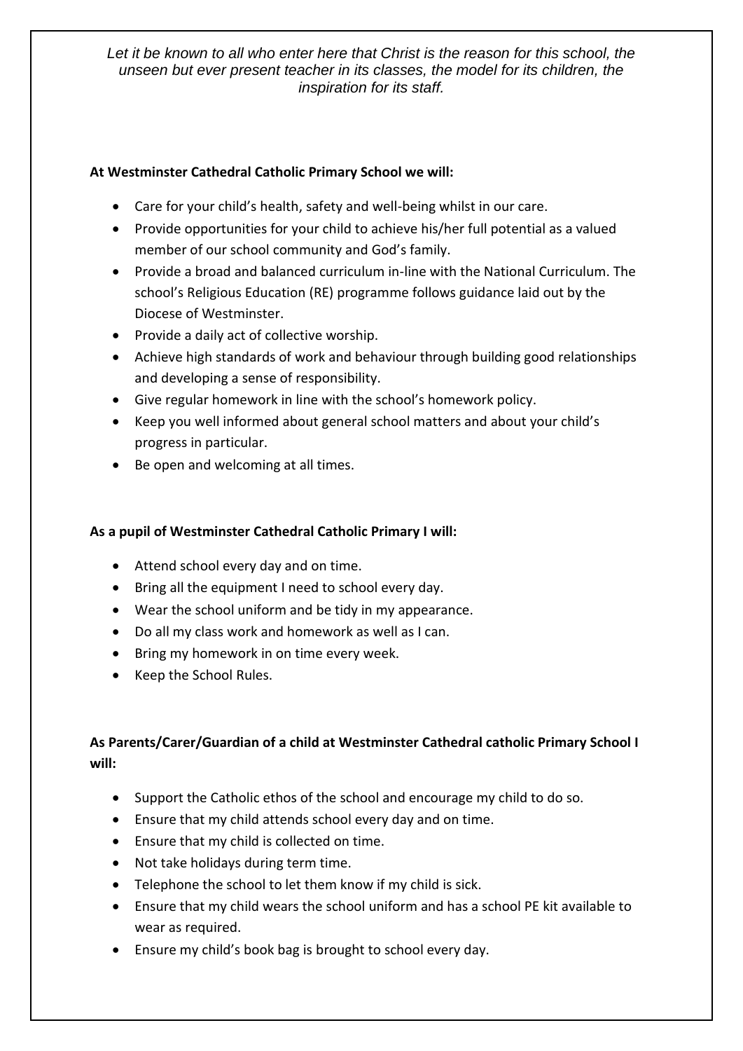*Let it be known to all who enter here that Christ is the reason for this school, the unseen but ever present teacher in its classes, the model for its children, the inspiration for its staff.*

**At Westminster Cathedral Catholic Primary School we will:**

- Care for your child's health, safety and well-being whilst in our care.
- Provide opportunities for your child to achieve his/her full potential as a valued member of our school community and God's family.
- Provide a broad and balanced curriculum in-line with the National Curriculum. The school's Religious Education (RE) programme follows guidance laid out by the Diocese of Westminster.
- Provide a daily act of collective worship.
- Achieve high standards of work and behaviour through building good relationships and developing a sense of responsibility.
- Give regular homework in line with the school's homework policy.
- Keep you well informed about general school matters and about your child's progress in particular.
- Be open and welcoming at all times.

**As a pupil of Westminster Cathedral Catholic Primary I will:**

- Attend school every day and on time.
- Bring all the equipment I need to school every day.
- Wear the school uniform and be tidy in my appearance.
- Do all my class work and homework as well as I can.
- Bring my homework in on time every week.
- Keep the School Rules.

**As Parents/Carer/Guardian of a child at Westminster Cathedral catholic Primary School I will:**

- Support the Catholic ethos of the school and encourage my child to do so.
- Ensure that my child attends school every day and on time.
- Ensure that my child is collected on time.
- Not take holidays during term time.
- Telephone the school to let them know if my child is sick.
- Ensure that my child wears the school uniform and has a school PE kit available to wear as required.
- Ensure my child's book bag is brought to school every day.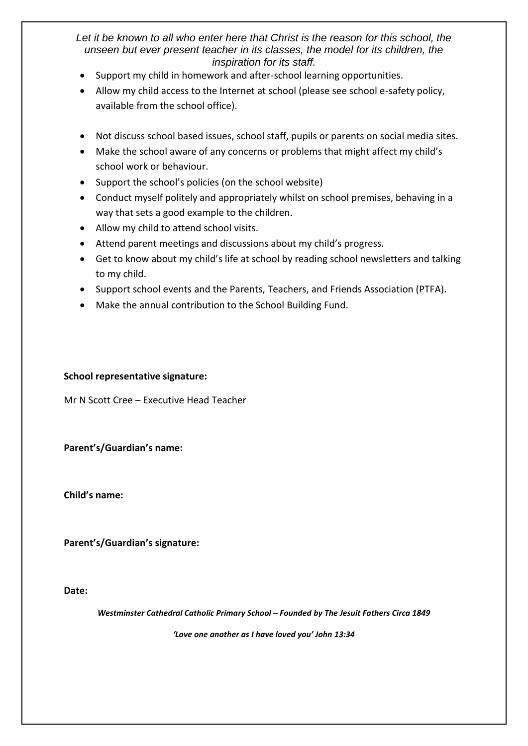- Support my child in homework and after-school learning opportunities.
- Allow my child access to the Internet at school (please see school e-safety policy, available from the school office).
- Not discuss school based issues, school staff, pupils or parents on social media sites.
- Make the school aware of any concerns or problems that might affect my child's school work or behaviour.
- Support the school's policies (on the school website)
- Conduct myself politely and appropriately whilst on school premises, behaving in a way that sets a good example to the children.
- Allow my child to attend school visits.
- Attend parent meetings and discussions about my child's progress.
- Get to know about my child's life at school by reading school newsletters and talking to my child.
- Support school events and the Parents, Teachers, and Friends Association (PTFA).
- Make the annual contribution to the School Building Fund.

**School representative signature:**

Mr N Scott Cree – Executive Head Teacher

**Parent's/Guardian's name:**

**Child's name:**

**Parent's/Guardian's signature:**

**Date:**